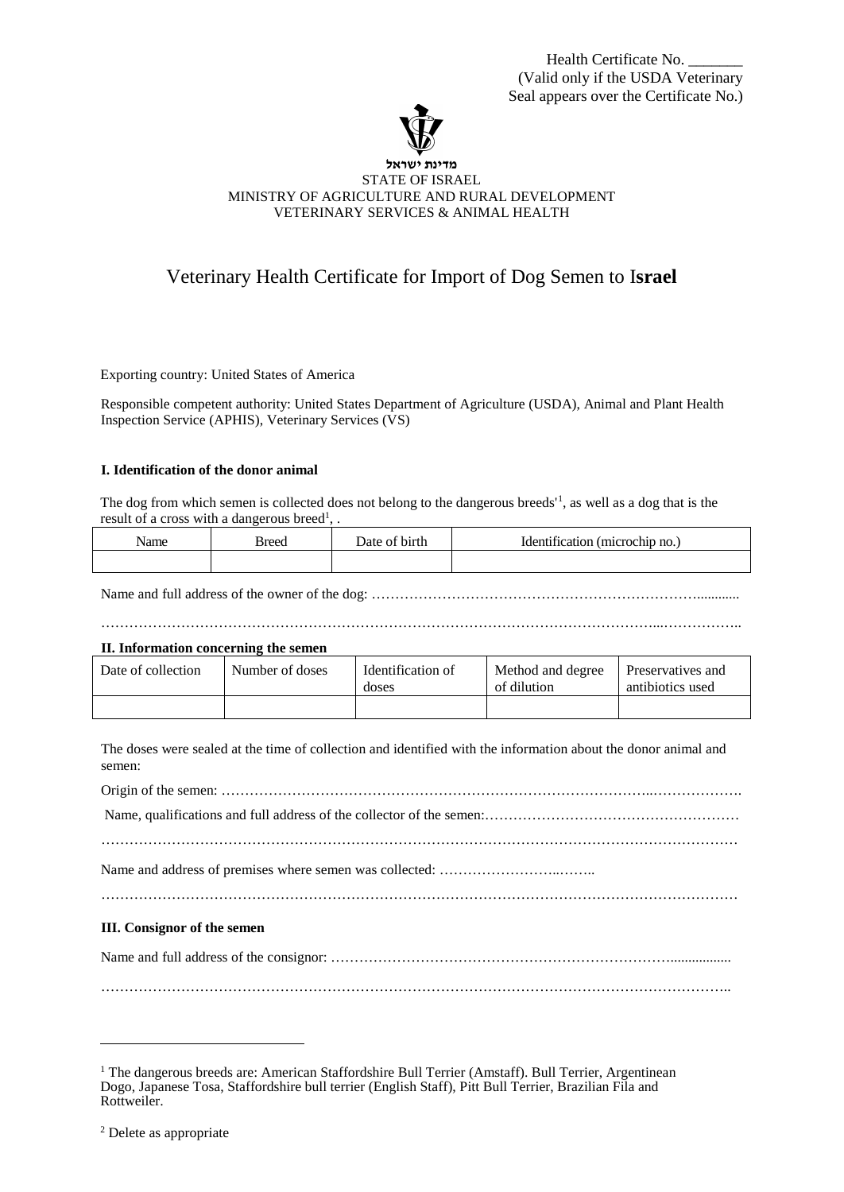Health Certificate No. _______
(Valid only if the USDA Veterinary Seal appears over the Certificate No.)

מדינת ישראל
STATE OF ISRAEL
MINISTRY OF AGRICULTURE AND RURAL DEVELOPMENT
VETERINARY SERVICES & ANIMAL HEALTH

# Veterinary Health Certificate for Import of Dog Semen to I**srael**

Exporting country: United States of America

Responsible competent authority: United States Department of Agriculture (USDA), Animal and Plant Health Inspection Service (APHIS), Veterinary Services (VS)

**I. Identification of the donor animal**

The dog from which semen is collected does not belong to the dangerous breeds'[1], as well as a dog that is the result of a cross with a dangerous breed[1], .

| Name | Breed | Date of birth | Identification (microchip no.) |
|---|---|---|---|
| | | | |

Name and full address of the owner of the dog: ………………………………………………………………............

……………………………………………………………………………………………………...……………..

**II. Information concerning the semen**

| Date of collection | Number of doses | Identification of doses | Method and degree of dilution | Preservatives and antibiotics used |
|---|---|---|---|---|
| | | | | |

The doses were sealed at the time of collection and identified with the information about the donor animal and semen:

Origin of the semen: ………………………………………………………………………………..……………….

Name, qualifications and full address of the collector of the semen:………………………………………………

………………………………………………………………………………………………………………………

Name and address of premises where semen was collected: ……………………..……..

………………………………………………………………………………………………………………………

**III. Consignor of the semen**

Name and full address of the consignor: ………………………………………………………………................

……………………………………………………………………………………………………………………..

---

[1] The dangerous breeds are: American Staffordshire Bull Terrier (Amstaff). Bull Terrier, Argentinean Dogo, Japanese Tosa, Staffordshire bull terrier (English Staff), Pitt Bull Terrier, Brazilian Fila and Rottweiler.

[2] Delete as appropriate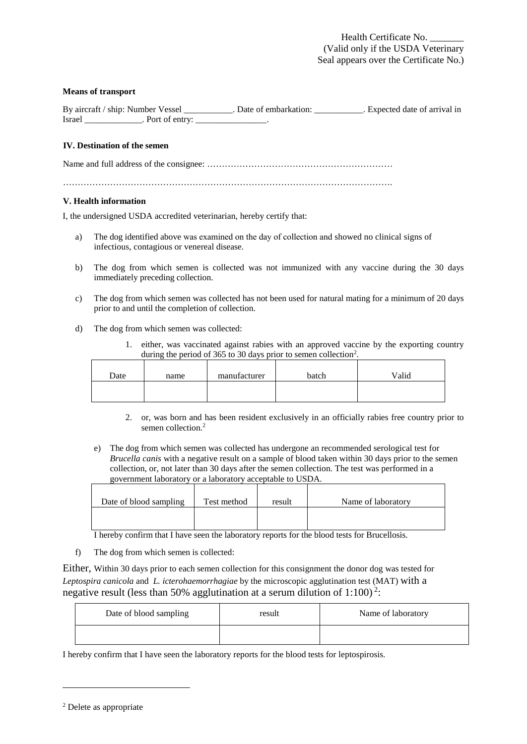Health Certificate No. _______
(Valid only if the USDA Veterinary Seal appears over the Certificate No.)

**Means of transport**

By aircraft / ship: Number Vessel ___________. Date of embarkation: ___________. Expected date of arrival in Israel _____________. Port of entry: ________________.

**IV. Destination of the semen**

Name and full address of the consignee: ………………………………………………………

……………………………………………………………………………………………….

**V. Health information**

I, the undersigned USDA accredited veterinarian, hereby certify that:

a) The dog identified above was examined on the day of collection and showed no clinical signs of infectious, contagious or venereal disease.

b) The dog from which semen is collected was not immunized with any vaccine during the 30 days immediately preceding collection.

c) The dog from which semen was collected has not been used for natural mating for a minimum of 20 days prior to and until the completion of collection.

d) The dog from which semen was collected:

1. either, was vaccinated against rabies with an approved vaccine by the exporting country during the period of 365 to 30 days prior to semen collection[2].

| Date | name | manufacturer | batch | Valid |
| --- | --- | --- | --- | --- |
| | | | | |

2. or, was born and has been resident exclusively in an officially rabies free country prior to semen collection.[2]

e) The dog from which semen was collected has undergone an recommended serological test for *Brucella canis* with a negative result on a sample of blood taken within 30 days prior to the semen collection, or, not later than 30 days after the semen collection. The test was performed in a government laboratory or a laboratory acceptable to USDA.

| Date of blood sampling | Test method | result | Name of laboratory |
| --- | --- | --- | --- |
| | | | |

I hereby confirm that I have seen the laboratory reports for the blood tests for Brucellosis.

f) The dog from which semen is collected:

Either, Within 30 days prior to each semen collection for this consignment the donor dog was tested for *Leptospira canicola* and *L. icterohaemorrhagiae* by the microscopic agglutination test (MAT) with a negative result (less than 50% agglutination at a serum dilution of 1:100)[2]:

| Date of blood sampling | result | Name of laboratory |
| --- | --- | --- |
| | | |

I hereby confirm that I have seen the laboratory reports for the blood tests for leptospirosis.

[2] Delete as appropriate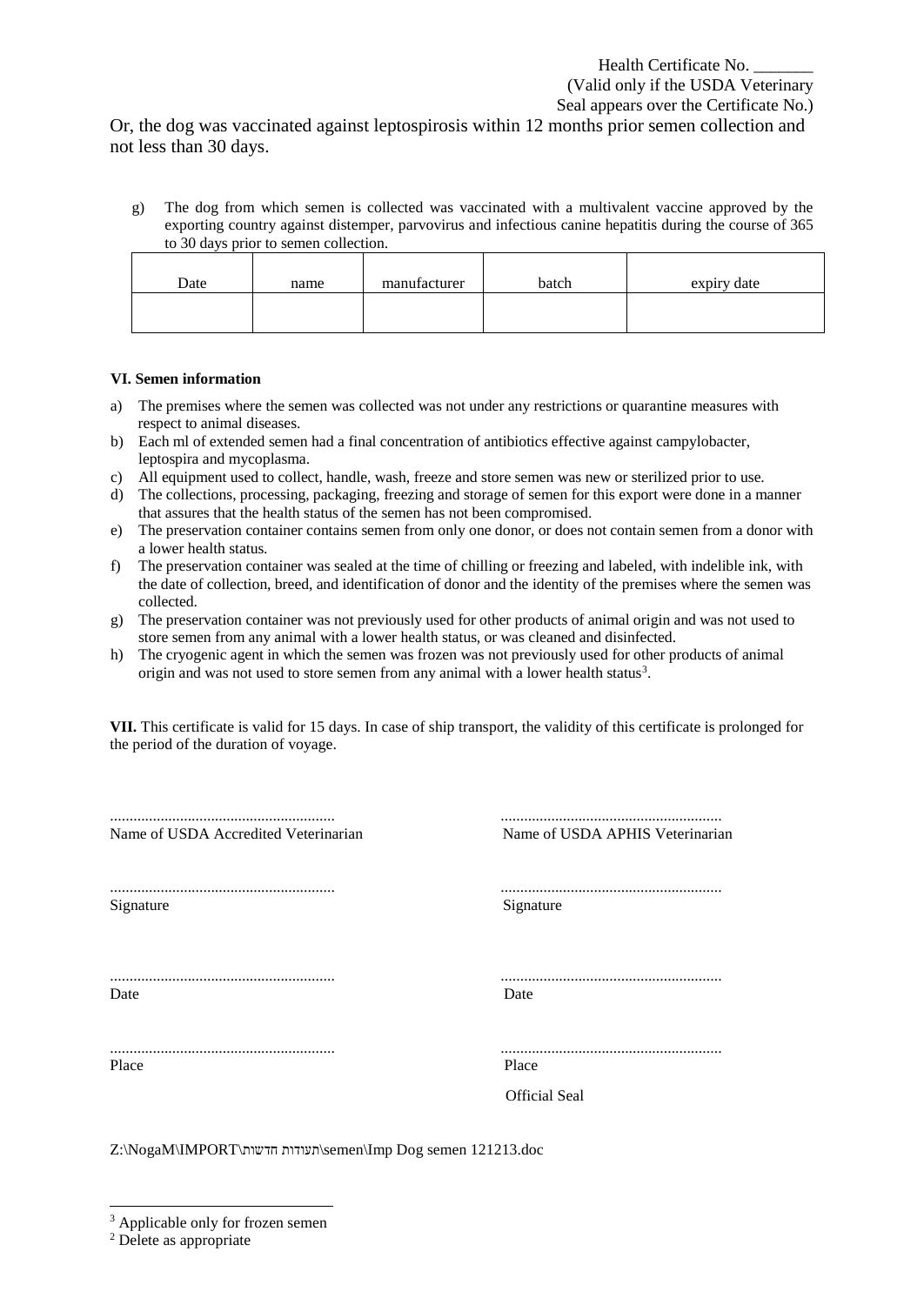Health Certificate No. _______
(Valid only if the USDA Veterinary
Seal appears over the Certificate No.)

Or, the dog was vaccinated against leptospirosis within 12 months prior semen collection and not less than 30 days.

g) The dog from which semen is collected was vaccinated with a multivalent vaccine approved by the exporting country against distemper, parvovirus and infectious canine hepatitis during the course of 365 to 30 days prior to semen collection.

| Date | name | manufacturer | batch | expiry date |
|---|---|---|---|---|
| | | | | |

**VI. Semen information**

a) The premises where the semen was collected was not under any restrictions or quarantine measures with respect to animal diseases.
b) Each ml of extended semen had a final concentration of antibiotics effective against campylobacter, leptospira and mycoplasma.
c) All equipment used to collect, handle, wash, freeze and store semen was new or sterilized prior to use.
d) The collections, processing, packaging, freezing and storage of semen for this export were done in a manner that assures that the health status of the semen has not been compromised.
e) The preservation container contains semen from only one donor, or does not contain semen from a donor with a lower health status.
f) The preservation container was sealed at the time of chilling or freezing and labeled, with indelible ink, with the date of collection, breed, and identification of donor and the identity of the premises where the semen was collected.
g) The preservation container was not previously used for other products of animal origin and was not used to store semen from any animal with a lower health status, or was cleaned and disinfected.
h) The cryogenic agent in which the semen was frozen was not previously used for other products of animal origin and was not used to store semen from any animal with a lower health status[3].

**VII.** This certificate is valid for 15 days. In case of ship transport, the validity of this certificate is prolonged for the period of the duration of voyage.

.........................................................
Name of USDA Accredited Veterinarian

.........................................................
Signature

.........................................................
Date

.........................................................
Place

.........................................................
Name of USDA APHIS Veterinarian

.........................................................
Signature

.........................................................
Date

.........................................................
Place

Official Seal

Z:\NogaM\IMPORT\תעודות חדשות\semen\Imp Dog semen 121213.doc

[3] Applicable only for frozen semen

[2] Delete as appropriate